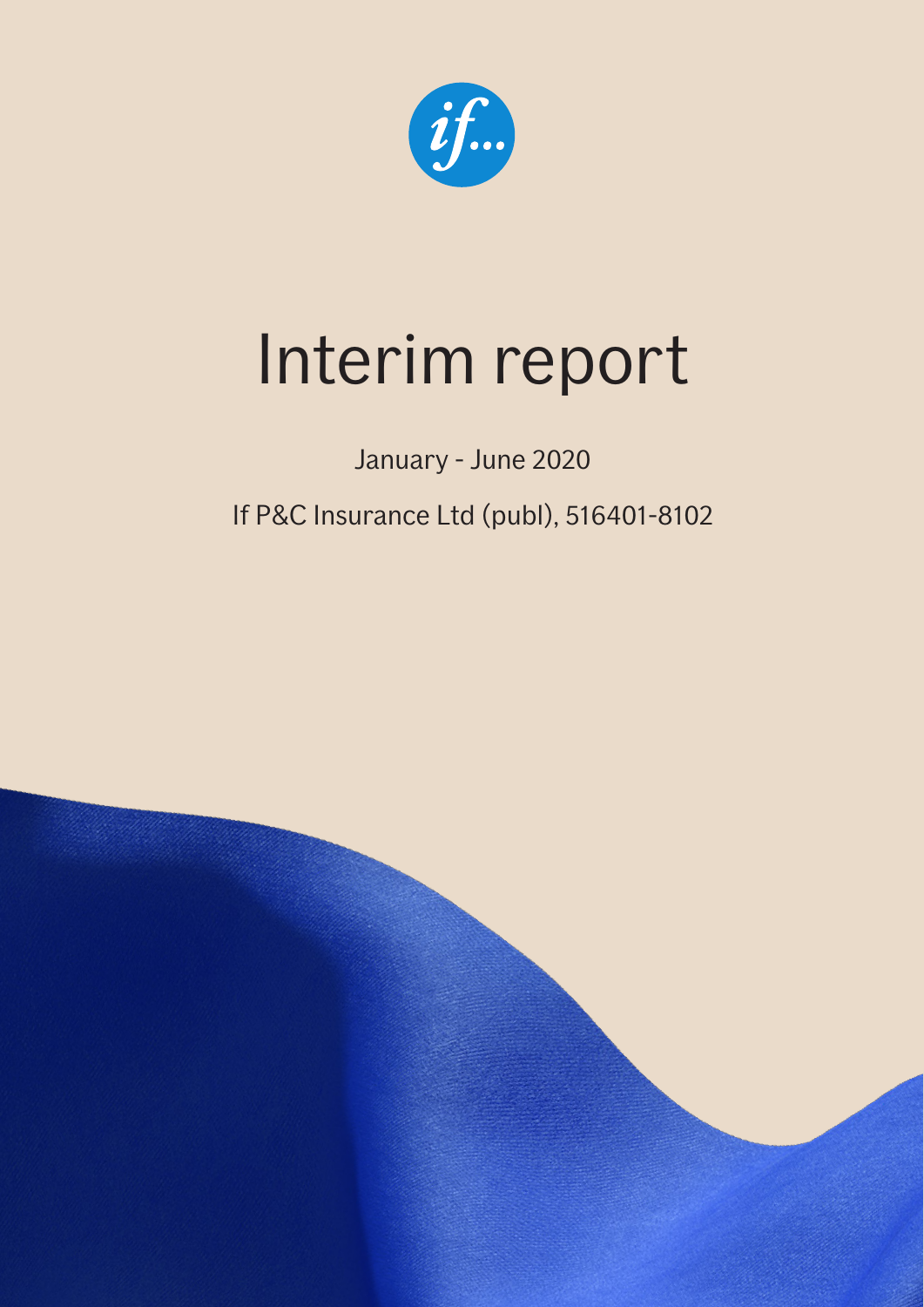# Interim report

January - June 2020

If P&C Insurance Ltd (publ), 516401-8102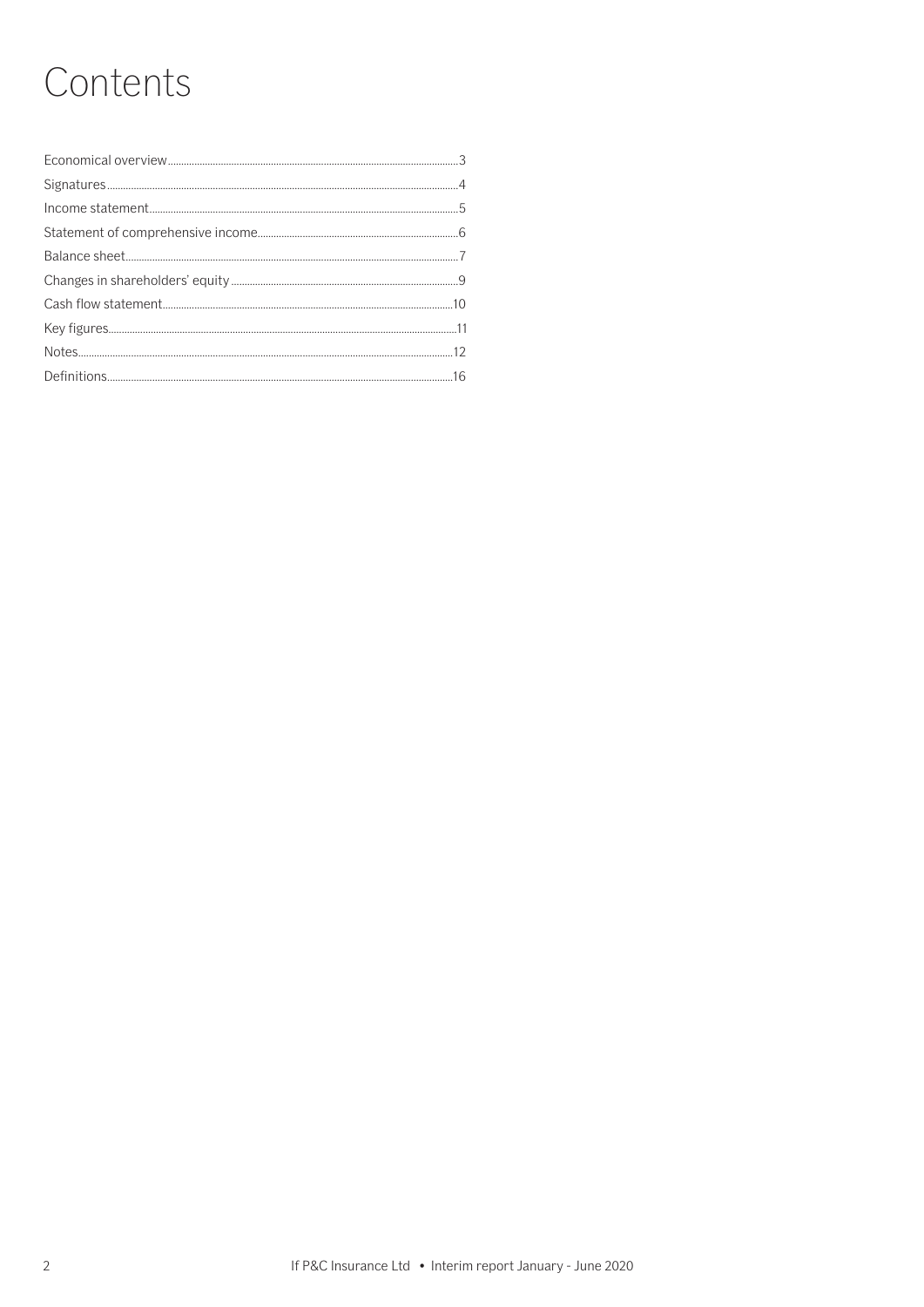# Contents

| | |
|---|---|
| Economical overview | 3 |
| Signatures | 4 |
| Income statement | 5 |
| Statement of comprehensive income | 6 |
| Balance sheet | 7 |
| Changes in shareholders' equity | 9 |
| Cash flow statement | 10 |
| Key figures | 11 |
| Notes | 12 |
| Definitions | 16 |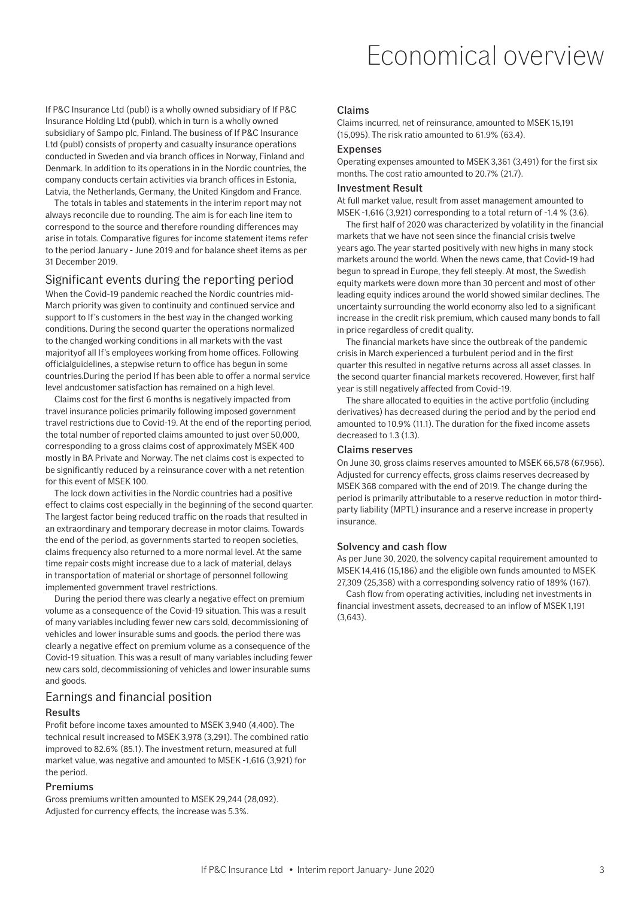# Economical overview

If P&C Insurance Ltd (publ) is a wholly owned subsidiary of If P&C Insurance Holding Ltd (publ), which in turn is a wholly owned subsidiary of Sampo plc, Finland. The business of If P&C Insurance Ltd (publ) consists of property and casualty insurance operations conducted in Sweden and via branch offices in Norway, Finland and Denmark. In addition to its operations in in the Nordic countries, the company conducts certain activities via branch offices in Estonia, Latvia, the Netherlands, Germany, the United Kingdom and France.

The totals in tables and statements in the interim report may not always reconcile due to rounding. The aim is for each line item to correspond to the source and therefore rounding differences may arise in totals. Comparative figures for income statement items refer to the period January - June 2019 and for balance sheet items as per 31 December 2019.

## Significant events during the reporting period

When the Covid-19 pandemic reached the Nordic countries mid-March priority was given to continuity and continued service and support to If's customers in the best way in the changed working conditions. During the second quarter the operations normalized to the changed working conditions in all markets with the vast majorityof all If's employees working from home offices. Following officialguidelines, a stepwise return to office has begun in some countries.During the period If has been able to offer a normal service level andcustomer satisfaction has remained on a high level.

Claims cost for the first 6 months is negatively impacted from travel insurance policies primarily following imposed government travel restrictions due to Covid-19. At the end of the reporting period, the total number of reported claims amounted to just over 50,000, corresponding to a gross claims cost of approximately MSEK 400 mostly in BA Private and Norway. The net claims cost is expected to be significantly reduced by a reinsurance cover with a net retention for this event of MSEK 100.

The lock down activities in the Nordic countries had a positive effect to claims cost especially in the beginning of the second quarter. The largest factor being reduced traffic on the roads that resulted in an extraordinary and temporary decrease in motor claims. Towards the end of the period, as governments started to reopen societies, claims frequency also returned to a more normal level. At the same time repair costs might increase due to a lack of material, delays in transportation of material or shortage of personnel following implemented government travel restrictions.

During the period there was clearly a negative effect on premium volume as a consequence of the Covid-19 situation. This was a result of many variables including fewer new cars sold, decommissioning of vehicles and lower insurable sums and goods. the period there was clearly a negative effect on premium volume as a consequence of the Covid-19 situation. This was a result of many variables including fewer new cars sold, decommissioning of vehicles and lower insurable sums and goods.

## Earnings and financial position

### Results

Profit before income taxes amounted to MSEK 3,940 (4,400). The technical result increased to MSEK 3,978 (3,291). The combined ratio improved to 82.6% (85.1). The investment return, measured at full market value, was negative and amounted to MSEK -1,616 (3,921) for the period.

### Premiums

Gross premiums written amounted to MSEK 29,244 (28,092). Adjusted for currency effects, the increase was 5.3%.

### Claims

Claims incurred, net of reinsurance, amounted to MSEK 15,191 (15,095). The risk ratio amounted to 61.9% (63.4).

### Expenses

Operating expenses amounted to MSEK 3,361 (3,491) for the first six months. The cost ratio amounted to 20.7% (21.7).

### Investment Result

At full market value, result from asset management amounted to MSEK -1,616 (3,921) corresponding to a total return of -1.4 % (3.6).

The first half of 2020 was characterized by volatility in the financial markets that we have not seen since the financial crisis twelve years ago. The year started positively with new highs in many stock markets around the world. When the news came, that Covid-19 had begun to spread in Europe, they fell steeply. At most, the Swedish equity markets were down more than 30 percent and most of other leading equity indices around the world showed similar declines. The uncertainty surrounding the world economy also led to a significant increase in the credit risk premium, which caused many bonds to fall in price regardless of credit quality.

The financial markets have since the outbreak of the pandemic crisis in March experienced a turbulent period and in the first quarter this resulted in negative returns across all asset classes. In the second quarter financial markets recovered. However, first half year is still negatively affected from Covid-19.

The share allocated to equities in the active portfolio (including derivatives) has decreased during the period and by the period end amounted to 10.9% (11.1). The duration for the fixed income assets decreased to 1.3 (1.3).

### Claims reserves

On June 30, gross claims reserves amounted to MSEK 66,578 (67,956). Adjusted for currency effects, gross claims reserves decreased by MSEK 368 compared with the end of 2019. The change during the period is primarily attributable to a reserve reduction in motor third-party liability (MPTL) insurance and a reserve increase in property insurance.

### Solvency and cash flow

As per June 30, 2020, the solvency capital requirement amounted to MSEK 14,416 (15,186) and the eligible own funds amounted to MSEK 27,309 (25,358) with a corresponding solvency ratio of 189% (167).

Cash flow from operating activities, including net investments in financial investment assets, decreased to an inflow of MSEK 1,191 (3,643).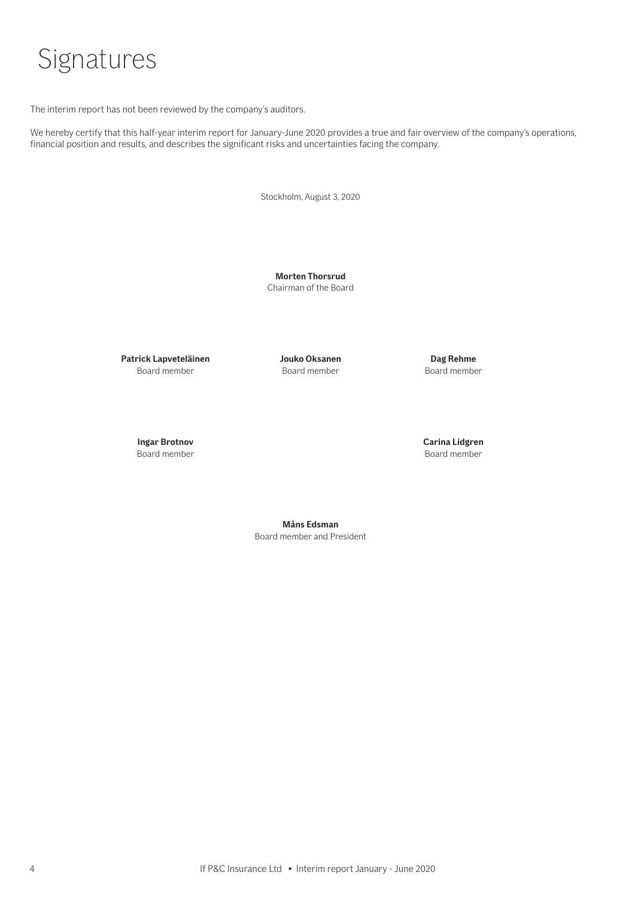# Signatures

The interim report has not been reviewed by the company's auditors.

We hereby certify that this half-year interim report for January-June 2020 provides a true and fair overview of the company's operations, financial position and results, and describes the significant risks and uncertainties facing the company.

Stockholm, August 3, 2020

**Morten Thorsrud**
Chairman of the Board

**Patrick Lapveteläinen**
Board member

**Jouko Oksanen**
Board member

**Dag Rehme**
Board member

**Ingar Brotnov**
Board member

**Carina Lidgren**
Board member

**Måns Edsman**
Board member and President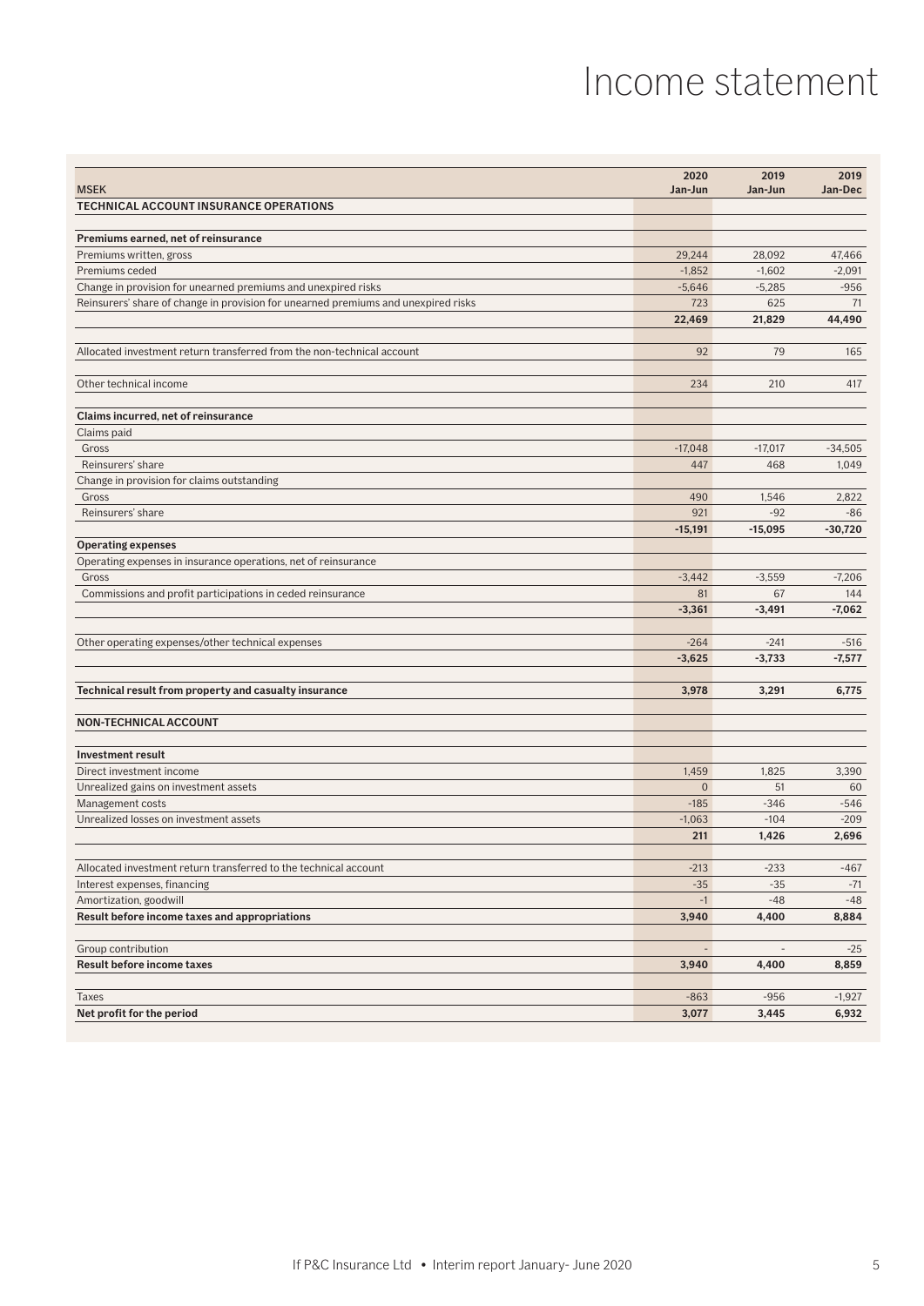# Income statement

| MSEK | 2020 Jan-Jun | 2019 Jan-Jun | 2019 Jan-Dec |
|---|---|---|---|
| **TECHNICAL ACCOUNT INSURANCE OPERATIONS** | | | |
| **Premiums earned, net of reinsurance** | | | |
| Premiums written, gross | 29,244 | 28,092 | 47,466 |
| Premiums ceded | -1,852 | -1,602 | -2,091 |
| Change in provision for unearned premiums and unexpired risks | -5,646 | -5,285 | -956 |
| Reinsurers' share of change in provision for unearned premiums and unexpired risks | 723 | 625 | 71 |
| | **22,469** | **21,829** | **44,490** |
| Allocated investment return transferred from the non-technical account | 92 | 79 | 165 |
| Other technical income | 234 | 210 | 417 |
| **Claims incurred, net of reinsurance** | | | |
| Claims paid | | | |
| Gross | -17,048 | -17,017 | -34,505 |
| Reinsurers' share | 447 | 468 | 1,049 |
| Change in provision for claims outstanding | | | |
| Gross | 490 | 1,546 | 2,822 |
| Reinsurers' share | 921 | -92 | -86 |
| | **-15,191** | **-15,095** | **-30,720** |
| **Operating expenses** | | | |
| Operating expenses in insurance operations, net of reinsurance | | | |
| Gross | -3,442 | -3,559 | -7,206 |
| Commissions and profit participations in ceded reinsurance | 81 | 67 | 144 |
| | **-3,361** | **-3,491** | **-7,062** |
| Other operating expenses/other technical expenses | -264 | -241 | -516 |
| | **-3,625** | **-3,733** | **-7,577** |
| **Technical result from property and casualty insurance** | **3,978** | **3,291** | **6,775** |
| **NON-TECHNICAL ACCOUNT** | | | |
| **Investment result** | | | |
| Direct investment income | 1,459 | 1,825 | 3,390 |
| Unrealized gains on investment assets | 0 | 51 | 60 |
| Management costs | -185 | -346 | -546 |
| Unrealized losses on investment assets | -1,063 | -104 | -209 |
| | **211** | **1,426** | **2,696** |
| Allocated investment return transferred to the technical account | -213 | -233 | -467 |
| Interest expenses, financing | -35 | -35 | -71 |
| Amortization, goodwill | -1 | -48 | -48 |
| **Result before income taxes and appropriations** | **3,940** | **4,400** | **8,884** |
| Group contribution | - | - | -25 |
| **Result before income taxes** | **3,940** | **4,400** | **8,859** |
| Taxes | -863 | -956 | -1,927 |
| **Net profit for the period** | **3,077** | **3,445** | **6,932** |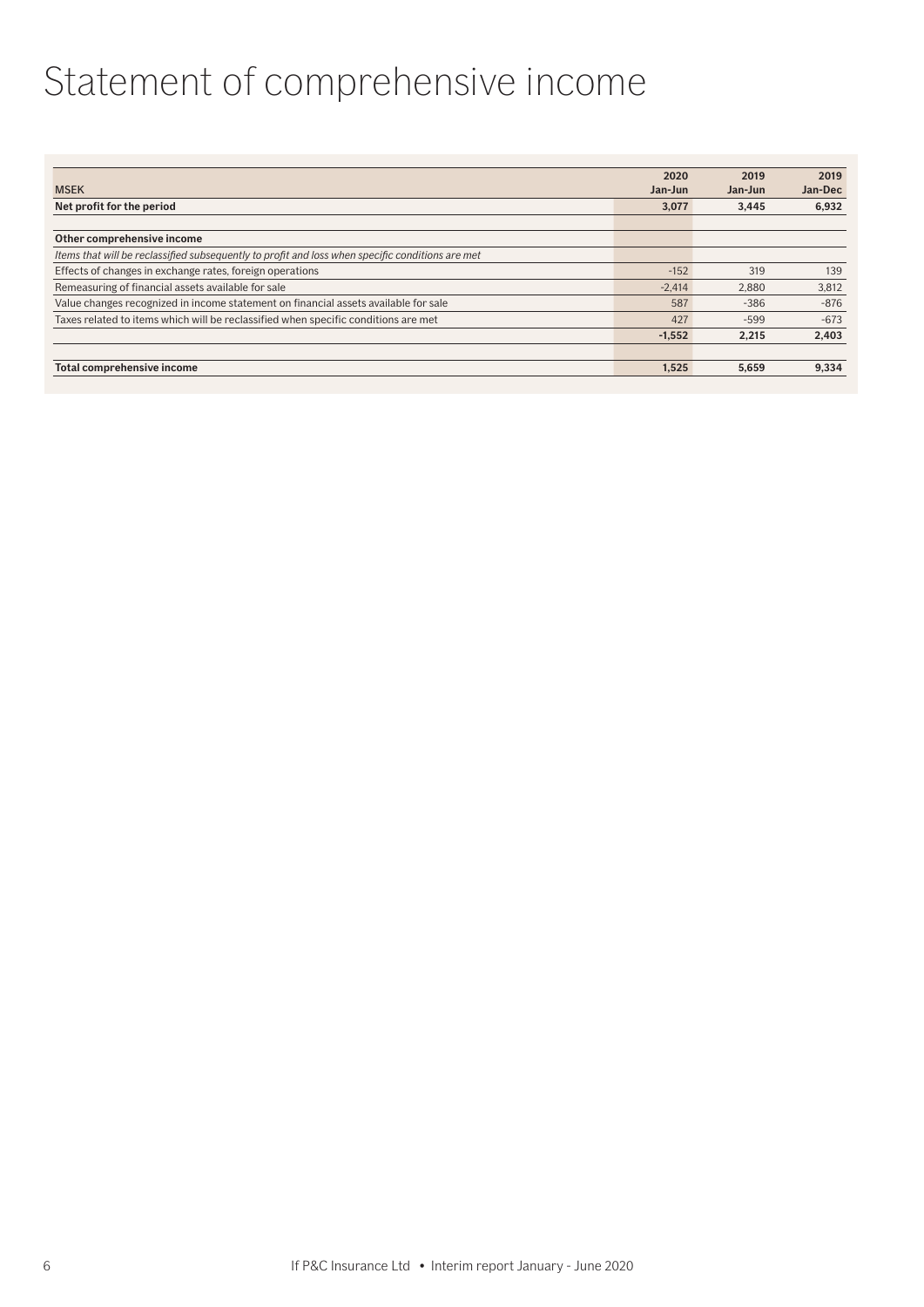# Statement of comprehensive income

| MSEK | 2020 Jan-Jun | 2019 Jan-Jun | 2019 Jan-Dec |
|---|---|---|---|
| **Net profit for the period** | **3,077** | **3,445** | **6,932** |
| | | | |
| **Other comprehensive income** | | | |
| *Items that will be reclassified subsequently to profit and loss when specific conditions are met* | | | |
| Effects of changes in exchange rates, foreign operations | -152 | 319 | 139 |
| Remeasuring of financial assets available for sale | -2,414 | 2,880 | 3,812 |
| Value changes recognized in income statement on financial assets available for sale | 587 | -386 | -876 |
| Taxes related to items which will be reclassified when specific conditions are met | 427 | -599 | -673 |
| | **-1,552** | **2,215** | **2,403** |
| | | | |
| **Total comprehensive income** | **1,525** | **5,659** | **9,334** |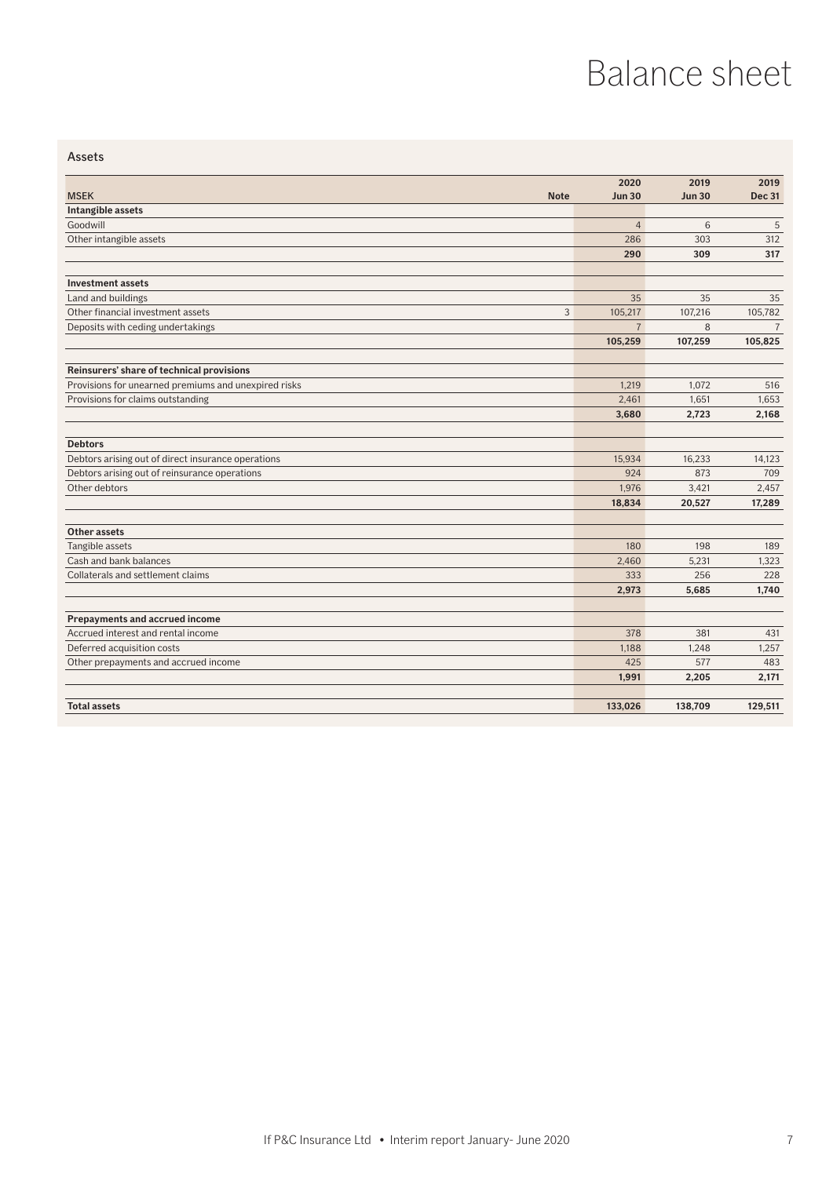# Balance sheet

## Assets

| MSEK | Note | 2020 Jun 30 | 2019 Jun 30 | 2019 Dec 31 |
|---|---|---|---|---|
| **Intangible assets** | | | | |
| Goodwill | | 4 | 6 | 5 |
| Other intangible assets | | 286 | 303 | 312 |
| | | **290** | **309** | **317** |
| | | | | |
| **Investment assets** | | | | |
| Land and buildings | | 35 | 35 | 35 |
| Other financial investment assets | 3 | 105,217 | 107,216 | 105,782 |
| Deposits with ceding undertakings | | 7 | 8 | 7 |
| | | **105,259** | **107,259** | **105,825** |
| | | | | |
| **Reinsurers' share of technical provisions** | | | | |
| Provisions for unearned premiums and unexpired risks | | 1,219 | 1,072 | 516 |
| Provisions for claims outstanding | | 2,461 | 1,651 | 1,653 |
| | | **3,680** | **2,723** | **2,168** |
| | | | | |
| **Debtors** | | | | |
| Debtors arising out of direct insurance operations | | 15,934 | 16,233 | 14,123 |
| Debtors arising out of reinsurance operations | | 924 | 873 | 709 |
| Other debtors | | 1,976 | 3,421 | 2,457 |
| | | **18,834** | **20,527** | **17,289** |
| | | | | |
| **Other assets** | | | | |
| Tangible assets | | 180 | 198 | 189 |
| Cash and bank balances | | 2,460 | 5,231 | 1,323 |
| Collaterals and settlement claims | | 333 | 256 | 228 |
| | | **2,973** | **5,685** | **1,740** |
| | | | | |
| **Prepayments and accrued income** | | | | |
| Accrued interest and rental income | | 378 | 381 | 431 |
| Deferred acquisition costs | | 1,188 | 1,248 | 1,257 |
| Other prepayments and accrued income | | 425 | 577 | 483 |
| | | **1,991** | **2,205** | **2,171** |
| | | | | |
| **Total assets** | | **133,026** | **138,709** | **129,511** |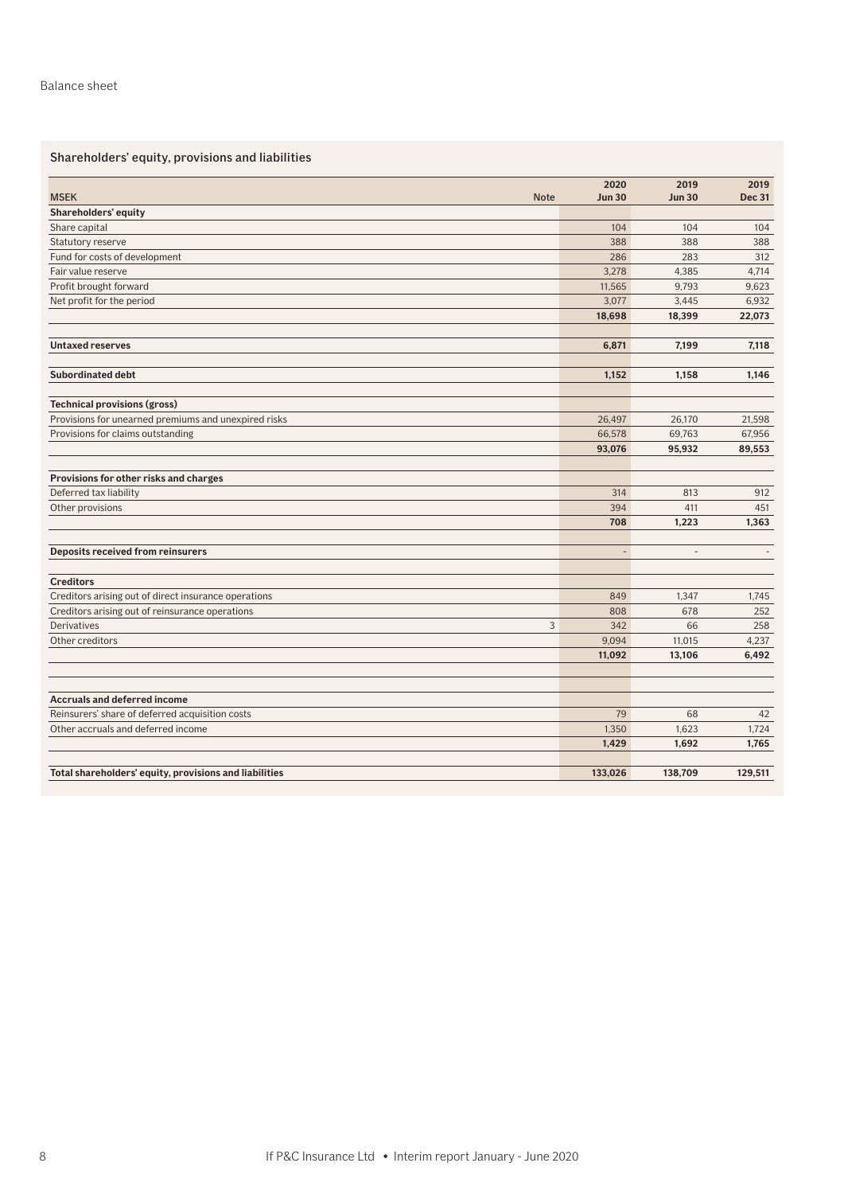Balance sheet

## Shareholders' equity, provisions and liabilities

| MSEK | Note | 2020 Jun 30 | 2019 Jun 30 | 2019 Dec 31 |
|---|---|---|---|---|
| **Shareholders' equity** | | | | |
| Share capital | | 104 | 104 | 104 |
| Statutory reserve | | 388 | 388 | 388 |
| Fund for costs of development | | 286 | 283 | 312 |
| Fair value reserve | | 3,278 | 4,385 | 4,714 |
| Profit brought forward | | 11,565 | 9,793 | 9,623 |
| Net profit for the period | | 3,077 | 3,445 | 6,932 |
| | | **18,698** | **18,399** | **22,073** |
| | | | | |
| **Untaxed reserves** | | **6,871** | **7,199** | **7,118** |
| | | | | |
| **Subordinated debt** | | **1,152** | **1,158** | **1,146** |
| | | | | |
| **Technical provisions (gross)** | | | | |
| Provisions for unearned premiums and unexpired risks | | 26,497 | 26,170 | 21,598 |
| Provisions for claims outstanding | | 66,578 | 69,763 | 67,956 |
| | | **93,076** | **95,932** | **89,553** |
| | | | | |
| **Provisions for other risks and charges** | | | | |
| Deferred tax liability | | 314 | 813 | 912 |
| Other provisions | | 394 | 411 | 451 |
| | | **708** | **1,223** | **1,363** |
| | | | | |
| **Deposits received from reinsurers** | | - | - | - |
| | | | | |
| **Creditors** | | | | |
| Creditors arising out of direct insurance operations | | 849 | 1,347 | 1,745 |
| Creditors arising out of reinsurance operations | | 808 | 678 | 252 |
| Derivatives | 3 | 342 | 66 | 258 |
| Other creditors | | 9,094 | 11,015 | 4,237 |
| | | **11,092** | **13,106** | **6,492** |
| | | | | |
| **Accruals and deferred income** | | | | |
| Reinsurers' share of deferred acquisition costs | | 79 | 68 | 42 |
| Other accruals and deferred income | | 1,350 | 1,623 | 1,724 |
| | | **1,429** | **1,692** | **1,765** |
| | | | | |
| **Total shareholders' equity, provisions and liabilities** | | **133,026** | **138,709** | **129,511** |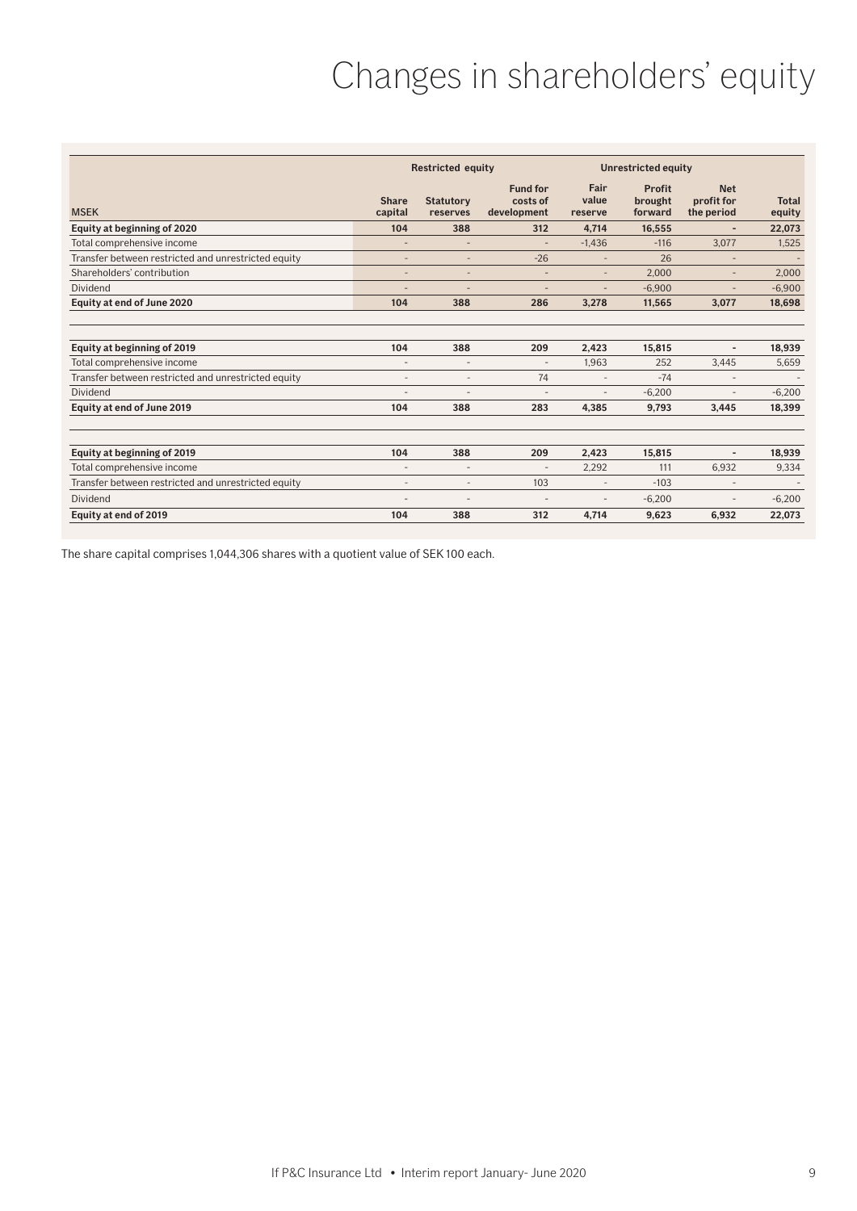# Changes in shareholders' equity

| MSEK | Restricted equity | | | Unrestricted equity | | | |
|---|---|---|---|---|---|---|---|
| | Share capital | Statutory reserves | Fund for costs of development | Fair value reserve | Profit brought forward | Net profit for the period | Total equity |
| **Equity at beginning of 2020** | **104** | **388** | **312** | **4,714** | **16,555** | **-** | **22,073** |
| Total comprehensive income | - | - | - | -1,436 | -116 | 3,077 | 1,525 |
| Transfer between restricted and unrestricted equity | - | - | -26 | - | 26 | - | - |
| Shareholders' contribution | - | - | - | - | 2,000 | - | 2,000 |
| Dividend | - | - | - | - | -6,900 | - | -6,900 |
| **Equity at end of June 2020** | **104** | **388** | **286** | **3,278** | **11,565** | **3,077** | **18,698** |
| | | | | | | | |
| **Equity at beginning of 2019** | **104** | **388** | **209** | **2,423** | **15,815** | **-** | **18,939** |
| Total comprehensive income | - | - | - | 1,963 | 252 | 3,445 | 5,659 |
| Transfer between restricted and unrestricted equity | - | - | 74 | - | -74 | - | - |
| Dividend | - | - | - | - | -6,200 | - | -6,200 |
| **Equity at end of June 2019** | **104** | **388** | **283** | **4,385** | **9,793** | **3,445** | **18,399** |
| | | | | | | | |
| **Equity at beginning of 2019** | **104** | **388** | **209** | **2,423** | **15,815** | **-** | **18,939** |
| Total comprehensive income | - | - | - | 2,292 | 111 | 6,932 | 9,334 |
| Transfer between restricted and unrestricted equity | - | - | 103 | - | -103 | - | - |
| Dividend | - | - | - | - | -6,200 | - | -6,200 |
| **Equity at end of 2019** | **104** | **388** | **312** | **4,714** | **9,623** | **6,932** | **22,073** |

The share capital comprises 1,044,306 shares with a quotient value of SEK 100 each.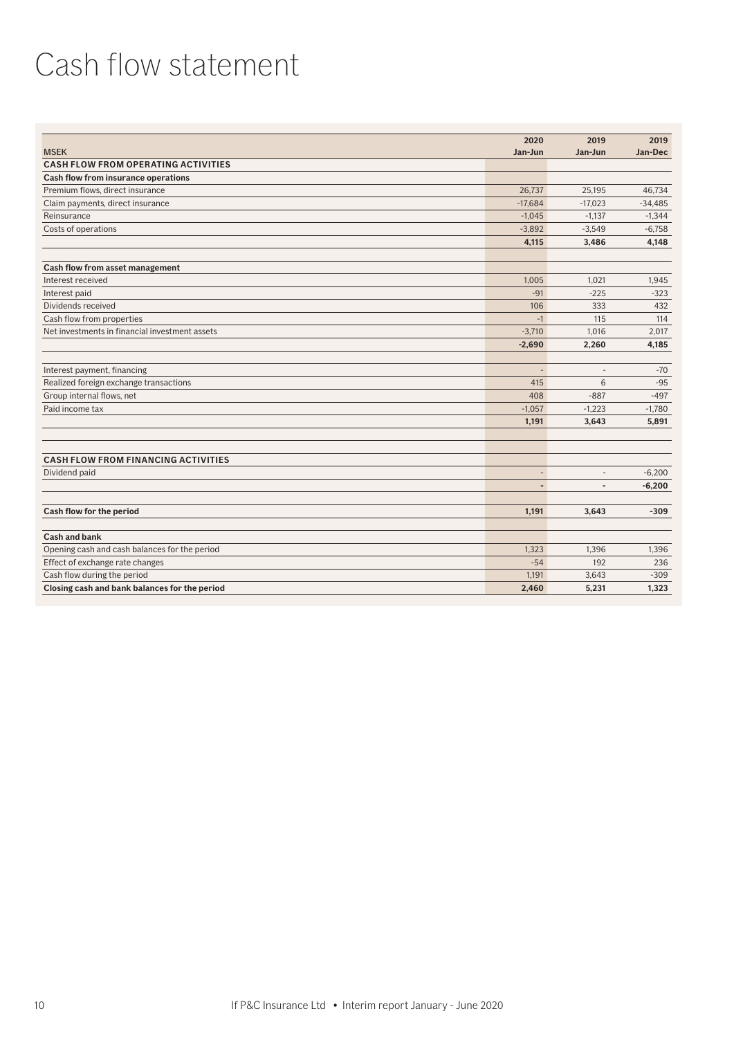# Cash flow statement

| MSEK | 2020 Jan-Jun | 2019 Jan-Jun | 2019 Jan-Dec |
|---|---|---|---|
| **CASH FLOW FROM OPERATING ACTIVITIES** | | | |
| **Cash flow from insurance operations** | | | |
| Premium flows, direct insurance | 26,737 | 25,195 | 46,734 |
| Claim payments, direct insurance | -17,684 | -17,023 | -34,485 |
| Reinsurance | -1,045 | -1,137 | -1,344 |
| Costs of operations | -3,892 | -3,549 | -6,758 |
| | **4,115** | **3,486** | **4,148** |
| | | | |
| **Cash flow from asset management** | | | |
| Interest received | 1,005 | 1,021 | 1,945 |
| Interest paid | -91 | -225 | -323 |
| Dividends received | 106 | 333 | 432 |
| Cash flow from properties | -1 | 115 | 114 |
| Net investments in financial investment assets | -3,710 | 1,016 | 2,017 |
| | **-2,690** | **2,260** | **4,185** |
| | | | |
| Interest payment, financing | - | - | -70 |
| Realized foreign exchange transactions | 415 | 6 | -95 |
| Group internal flows, net | 408 | -887 | -497 |
| Paid income tax | -1,057 | -1,223 | -1,780 |
| | **1,191** | **3,643** | **5,891** |
| | | | |
| **CASH FLOW FROM FINANCING ACTIVITIES** | | | |
| Dividend paid | - | - | -6,200 |
| | **-** | **-** | **-6,200** |
| | | | |
| **Cash flow for the period** | **1,191** | **3,643** | **-309** |
| | | | |
| **Cash and bank** | | | |
| Opening cash and cash balances for the period | 1,323 | 1,396 | 1,396 |
| Effect of exchange rate changes | -54 | 192 | 236 |
| Cash flow during the period | 1,191 | 3,643 | -309 |
| **Closing cash and bank balances for the period** | **2,460** | **5,231** | **1,323** |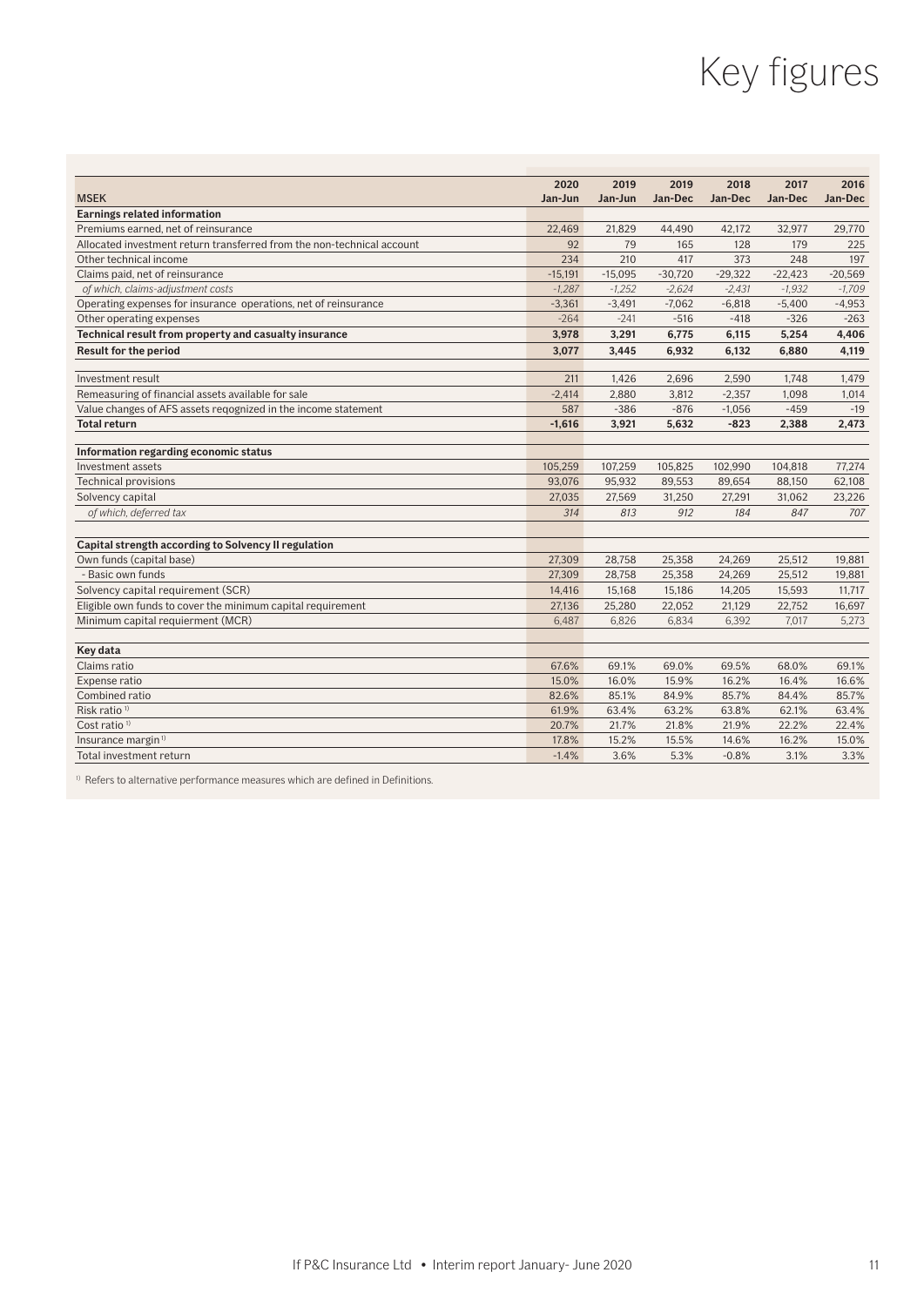# Key figures

| MSEK | 2020 Jan-Jun | 2019 Jan-Jun | 2019 Jan-Dec | 2018 Jan-Dec | 2017 Jan-Dec | 2016 Jan-Dec |
|---|---|---|---|---|---|---|
| **Earnings related information** | | | | | | |
| Premiums earned, net of reinsurance | 22,469 | 21,829 | 44,490 | 42,172 | 32,977 | 29,770 |
| Allocated investment return transferred from the non-technical account | 92 | 79 | 165 | 128 | 179 | 225 |
| Other technical income | 234 | 210 | 417 | 373 | 248 | 197 |
| Claims paid, net of reinsurance | -15,191 | -15,095 | -30,720 | -29,322 | -22,423 | -20,569 |
| *of which, claims-adjustment costs* | *-1,287* | *-1,252* | *-2,624* | *-2,431* | *-1,932* | *-1,709* |
| Operating expenses for insurance operations, net of reinsurance | -3,361 | -3,491 | -7,062 | -6,818 | -5,400 | -4,953 |
| Other operating expenses | -264 | -241 | -516 | -418 | -326 | -263 |
| **Technical result from property and casualty insurance** | **3,978** | **3,291** | **6,775** | **6,115** | **5,254** | **4,406** |
| **Result for the period** | **3,077** | **3,445** | **6,932** | **6,132** | **6,880** | **4,119** |
| | | | | | | |
| Investment result | 211 | 1,426 | 2,696 | 2,590 | 1,748 | 1,479 |
| Remeasuring of financial assets available for sale | -2,414 | 2,880 | 3,812 | -2,357 | 1,098 | 1,014 |
| Value changes of AFS assets reqognized in the income statement | 587 | -386 | -876 | -1,056 | -459 | -19 |
| **Total return** | **-1,616** | **3,921** | **5,632** | **-823** | **2,388** | **2,473** |
| | | | | | | |
| **Information regarding economic status** | | | | | | |
| Investment assets | 105,259 | 107,259 | 105,825 | 102,990 | 104,818 | 77,274 |
| Technical provisions | 93,076 | 95,932 | 89,553 | 89,654 | 88,150 | 62,108 |
| Solvency capital | 27,035 | 27,569 | 31,250 | 27,291 | 31,062 | 23,226 |
| *of which, deferred tax* | *314* | *813* | *912* | *184* | *847* | *707* |
| | | | | | | |
| **Capital strength according to Solvency II regulation** | | | | | | |
| Own funds (capital base) | 27,309 | 28,758 | 25,358 | 24,269 | 25,512 | 19,881 |
| - Basic own funds | 27,309 | 28,758 | 25,358 | 24,269 | 25,512 | 19,881 |
| Solvency capital requirement (SCR) | 14,416 | 15,168 | 15,186 | 14,205 | 15,593 | 11,717 |
| Eligible own funds to cover the minimum capital requirement | 27,136 | 25,280 | 22,052 | 21,129 | 22,752 | 16,697 |
| Minimum capital requierment (MCR) | 6,487 | 6,826 | 6,834 | 6,392 | 7,017 | 5,273 |
| | | | | | | |
| **Key data** | | | | | | |
| Claims ratio | 67.6% | 69.1% | 69.0% | 69.5% | 68.0% | 69.1% |
| Expense ratio | 15.0% | 16.0% | 15.9% | 16.2% | 16.4% | 16.6% |
| Combined ratio | 82.6% | 85.1% | 84.9% | 85.7% | 84.4% | 85.7% |
| Risk ratio [1] | 61.9% | 63.4% | 63.2% | 63.8% | 62.1% | 63.4% |
| Cost ratio [1] | 20.7% | 21.7% | 21.8% | 21.9% | 22.2% | 22.4% |
| Insurance margin [1] | 17.8% | 15.2% | 15.5% | 14.6% | 16.2% | 15.0% |
| Total investment return | -1.4% | 3.6% | 5.3% | -0.8% | 3.1% | 3.3% |

[1] Refers to alternative performance measures which are defined in Definitions.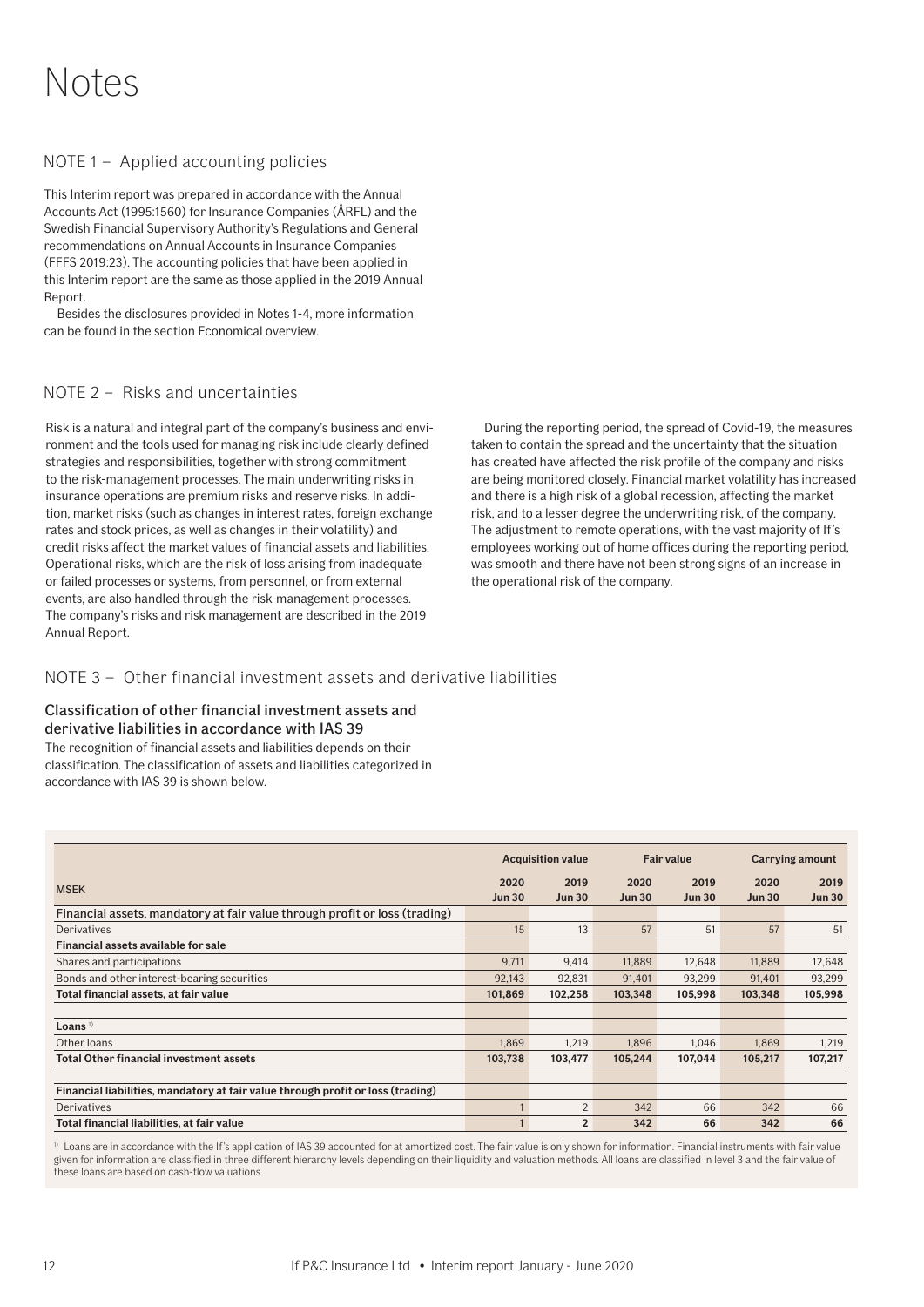# Notes

## NOTE 1 – Applied accounting policies

This Interim report was prepared in accordance with the Annual Accounts Act (1995:1560) for Insurance Companies (ÅRFL) and the Swedish Financial Supervisory Authority's Regulations and General recommendations on Annual Accounts in Insurance Companies (FFFS 2019:23). The accounting policies that have been applied in this Interim report are the same as those applied in the 2019 Annual Report.

Besides the disclosures provided in Notes 1-4, more information can be found in the section Economical overview.

## NOTE 2 – Risks and uncertainties

Risk is a natural and integral part of the company's business and environment and the tools used for managing risk include clearly defined strategies and responsibilities, together with strong commitment to the risk-management processes. The main underwriting risks in insurance operations are premium risks and reserve risks. In addition, market risks (such as changes in interest rates, foreign exchange rates and stock prices, as well as changes in their volatility) and credit risks affect the market values of financial assets and liabilities. Operational risks, which are the risk of loss arising from inadequate or failed processes or systems, from personnel, or from external events, are also handled through the risk-management processes. The company's risks and risk management are described in the 2019 Annual Report.

During the reporting period, the spread of Covid-19, the measures taken to contain the spread and the uncertainty that the situation has created have affected the risk profile of the company and risks are being monitored closely. Financial market volatility has increased and there is a high risk of a global recession, affecting the market risk, and to a lesser degree the underwriting risk, of the company. The adjustment to remote operations, with the vast majority of If's employees working out of home offices during the reporting period, was smooth and there have not been strong signs of an increase in the operational risk of the company.

## NOTE 3 – Other financial investment assets and derivative liabilities

### Classification of other financial investment assets and derivative liabilities in accordance with IAS 39

The recognition of financial assets and liabilities depends on their classification. The classification of assets and liabilities categorized in accordance with IAS 39 is shown below.

| MSEK | Acquisition value | | Fair value | | Carrying amount | |
|---|---|---|---|---|---|---|
| | 2020 Jun 30 | 2019 Jun 30 | 2020 Jun 30 | 2019 Jun 30 | 2020 Jun 30 | 2019 Jun 30 |
| **Financial assets, mandatory at fair value through profit or loss (trading)** | | | | | | |
| Derivatives | 15 | 13 | 57 | 51 | 57 | 51 |
| **Financial assets available for sale** | | | | | | |
| Shares and participations | 9,711 | 9,414 | 11,889 | 12,648 | 11,889 | 12,648 |
| Bonds and other interest-bearing securities | 92,143 | 92,831 | 91,401 | 93,299 | 91,401 | 93,299 |
| **Total financial assets, at fair value** | **101,869** | **102,258** | **103,348** | **105,998** | **103,348** | **105,998** |
| | | | | | | |
| **Loans** [1] | | | | | | |
| Other loans | 1,869 | 1,219 | 1,896 | 1,046 | 1,869 | 1,219 |
| **Total Other financial investment assets** | **103,738** | **103,477** | **105,244** | **107,044** | **105,217** | **107,217** |
| | | | | | | |
| **Financial liabilities, mandatory at fair value through profit or loss (trading)** | | | | | | |
| Derivatives | 1 | 2 | 342 | 66 | 342 | 66 |
| **Total financial liabilities, at fair value** | **1** | **2** | **342** | **66** | **342** | **66** |

[1] Loans are in accordance with the If's application of IAS 39 accounted for at amortized cost. The fair value is only shown for information. Financial instruments with fair value given for information are classified in three different hierarchy levels depending on their liquidity and valuation methods. All loans are classified in level 3 and the fair value of these loans are based on cash-flow valuations.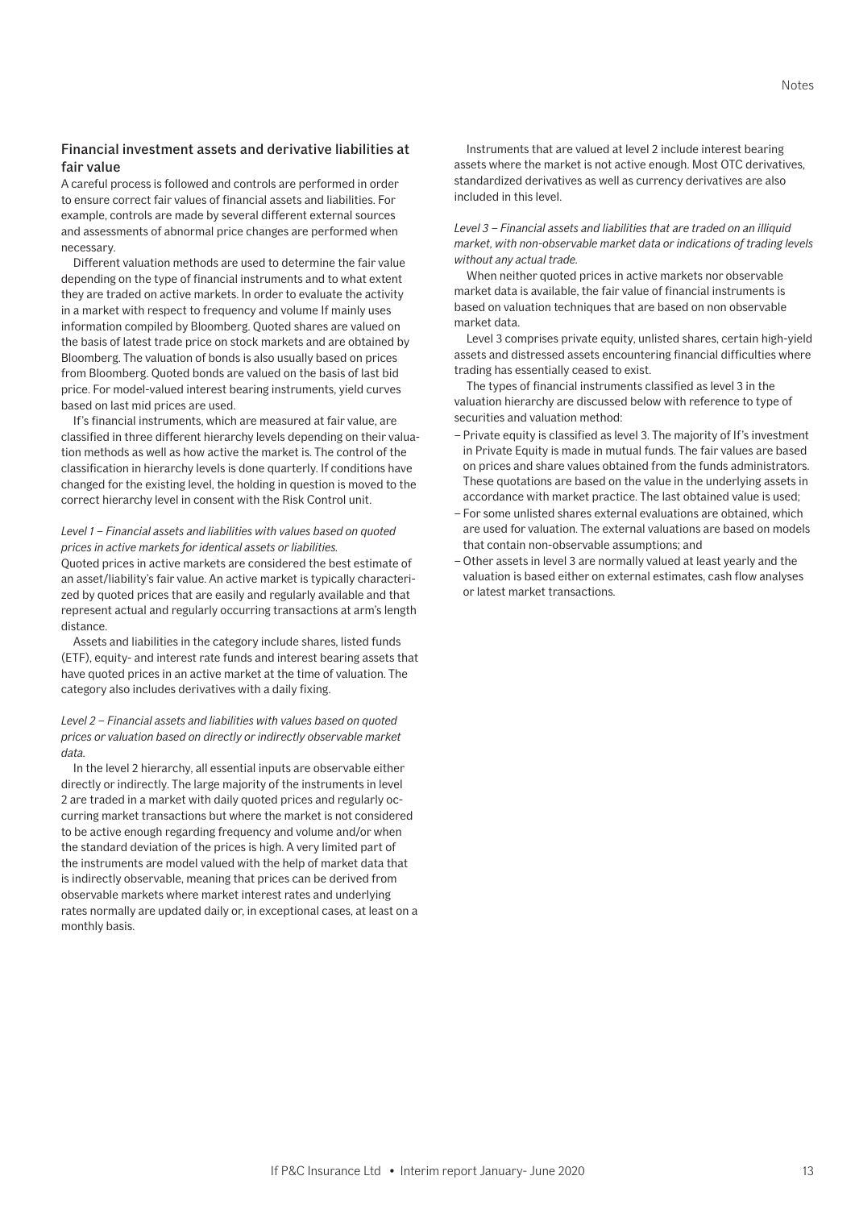### Financial investment assets and derivative liabilities at fair value

A careful process is followed and controls are performed in order to ensure correct fair values of financial assets and liabilities. For example, controls are made by several different external sources and assessments of abnormal price changes are performed when necessary.

Different valuation methods are used to determine the fair value depending on the type of financial instruments and to what extent they are traded on active markets. In order to evaluate the activity in a market with respect to frequency and volume If mainly uses information compiled by Bloomberg. Quoted shares are valued on the basis of latest trade price on stock markets and are obtained by Bloomberg. The valuation of bonds is also usually based on prices from Bloomberg. Quoted bonds are valued on the basis of last bid price. For model-valued interest bearing instruments, yield curves based on last mid prices are used.

If's financial instruments, which are measured at fair value, are classified in three different hierarchy levels depending on their valuation methods as well as how active the market is. The control of the classification in hierarchy levels is done quarterly. If conditions have changed for the existing level, the holding in question is moved to the correct hierarchy level in consent with the Risk Control unit.

*Level 1 – Financial assets and liabilities with values based on quoted prices in active markets for identical assets or liabilities.*

Quoted prices in active markets are considered the best estimate of an asset/liability's fair value. An active market is typically characterized by quoted prices that are easily and regularly available and that represent actual and regularly occurring transactions at arm's length distance.

Assets and liabilities in the category include shares, listed funds (ETF), equity- and interest rate funds and interest bearing assets that have quoted prices in an active market at the time of valuation. The category also includes derivatives with a daily fixing.

*Level 2 – Financial assets and liabilities with values based on quoted prices or valuation based on directly or indirectly observable market data.*

In the level 2 hierarchy, all essential inputs are observable either directly or indirectly. The large majority of the instruments in level 2 are traded in a market with daily quoted prices and regularly occurring market transactions but where the market is not considered to be active enough regarding frequency and volume and/or when the standard deviation of the prices is high. A very limited part of the instruments are model valued with the help of market data that is indirectly observable, meaning that prices can be derived from observable markets where market interest rates and underlying rates normally are updated daily or, in exceptional cases, at least on a monthly basis.

Instruments that are valued at level 2 include interest bearing assets where the market is not active enough. Most OTC derivatives, standardized derivatives as well as currency derivatives are also included in this level.

*Level 3 – Financial assets and liabilities that are traded on an illiquid market, with non-observable market data or indications of trading levels without any actual trade.*

When neither quoted prices in active markets nor observable market data is available, the fair value of financial instruments is based on valuation techniques that are based on non observable market data.

Level 3 comprises private equity, unlisted shares, certain high-yield assets and distressed assets encountering financial difficulties where trading has essentially ceased to exist.

The types of financial instruments classified as level 3 in the valuation hierarchy are discussed below with reference to type of securities and valuation method:

- Private equity is classified as level 3. The majority of If's investment in Private Equity is made in mutual funds. The fair values are based on prices and share values obtained from the funds administrators. These quotations are based on the value in the underlying assets in accordance with market practice. The last obtained value is used;
- For some unlisted shares external evaluations are obtained, which are used for valuation. The external valuations are based on models that contain non-observable assumptions; and
- Other assets in level 3 are normally valued at least yearly and the valuation is based either on external estimates, cash flow analyses or latest market transactions.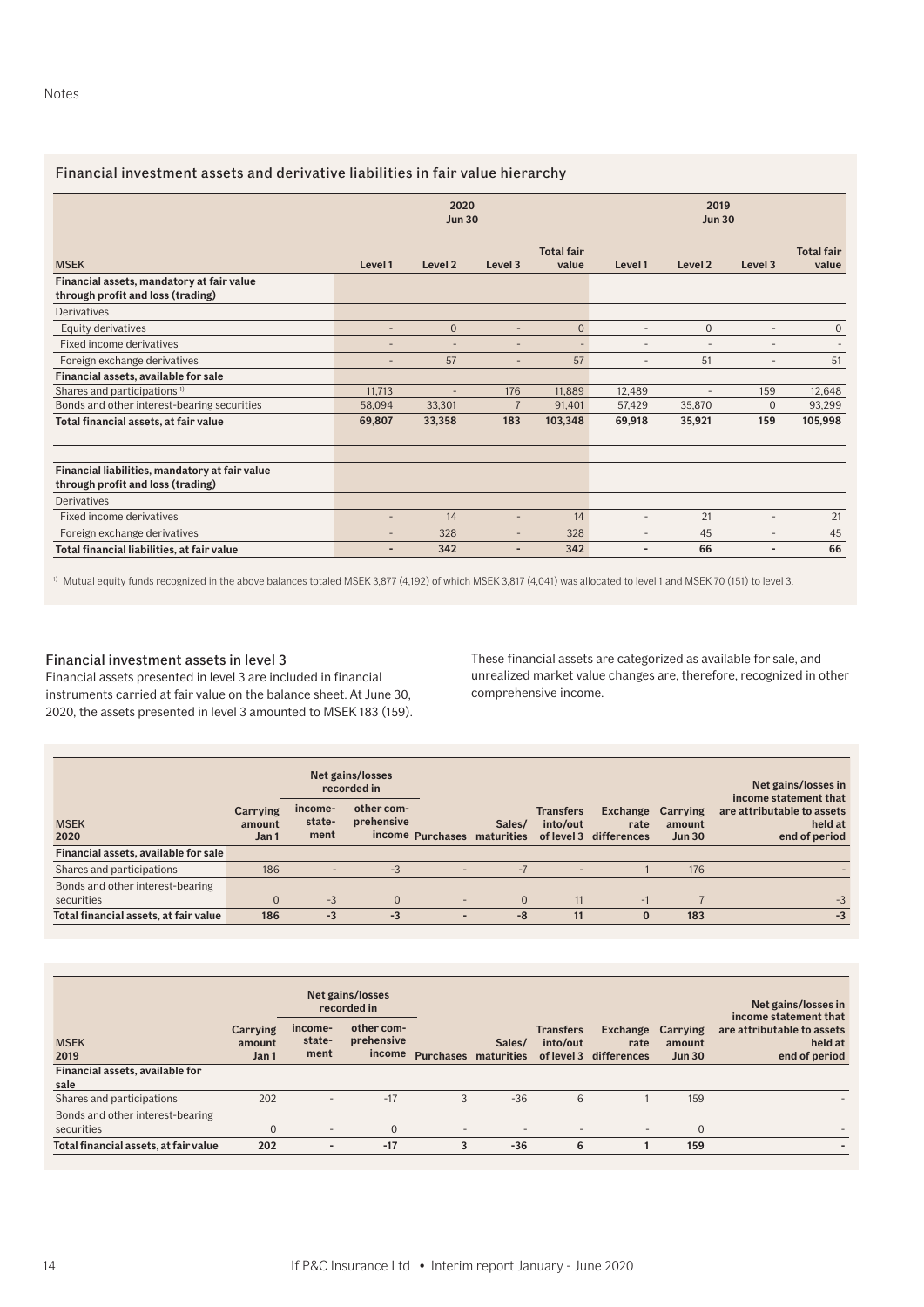Notes

### Financial investment assets and derivative liabilities in fair value hierarchy

| MSEK | 2020 Jun 30 Level 1 | Level 2 | Level 3 | Total fair value | 2019 Jun 30 Level 1 | Level 2 | Level 3 | Total fair value |
|---|---|---|---|---|---|---|---|---|
| **Financial assets, mandatory at fair value through profit and loss (trading)** | | | | | | | | |
| Derivatives | | | | | | | | |
| Equity derivatives | - | 0 | - | 0 | - | 0 | - | 0 |
| Fixed income derivatives | - | - | - | - | - | - | - | - |
| Foreign exchange derivatives | - | 57 | - | 57 | - | 51 | - | 51 |
| **Financial assets, available for sale** | | | | | | | | |
| Shares and participations [1] | 11,713 | - | 176 | 11,889 | 12,489 | - | 159 | 12,648 |
| Bonds and other interest-bearing securities | 58,094 | 33,301 | 7 | 91,401 | 57,429 | 35,870 | 0 | 93,299 |
| **Total financial assets, at fair value** | **69,807** | **33,358** | **183** | **103,348** | **69,918** | **35,921** | **159** | **105,998** |
| | | | | | | | | |
| **Financial liabilities, mandatory at fair value through profit and loss (trading)** | | | | | | | | |
| Derivatives | | | | | | | | |
| Fixed income derivatives | - | 14 | - | 14 | - | 21 | - | 21 |
| Foreign exchange derivatives | - | 328 | - | 328 | - | 45 | - | 45 |
| **Total financial liabilities, at fair value** | **-** | **342** | **-** | **342** | **-** | **66** | **-** | **66** |

[1] Mutual equity funds recognized in the above balances totaled MSEK 3,877 (4,192) of which MSEK 3,817 (4,041) was allocated to level 1 and MSEK 70 (151) to level 3.

### Financial investment assets in level 3

Financial assets presented in level 3 are included in financial instruments carried at fair value on the balance sheet. At June 30, 2020, the assets presented in level 3 amounted to MSEK 183 (159). These financial assets are categorized as available for sale, and unrealized market value changes are, therefore, recognized in other comprehensive income.

| MSEK 2020 | Carrying amount Jan 1 | Net gains/losses recorded in income-statement | Net gains/losses recorded in other comprehensive income | Purchases | Sales/ maturities | Transfers into/out of level 3 | Exchange rate differences | Carrying amount Jun 30 | Net gains/losses in income statement that are attributable to assets held at end of period |
|---|---|---|---|---|---|---|---|---|---|
| **Financial assets, available for sale** | | | | | | | | | |
| Shares and participations | 186 | - | -3 | - | -7 | - | 1 | 176 | - |
| Bonds and other interest-bearing securities | 0 | -3 | 0 | - | 0 | 11 | -1 | 7 | -3 |
| **Total financial assets, at fair value** | **186** | **-3** | **-3** | **-** | **-8** | **11** | **0** | **183** | **-3** |

| MSEK 2019 | Carrying amount Jan 1 | Net gains/losses recorded in income-statement | Net gains/losses recorded in other comprehensive income | Purchases | Sales/ maturities | Transfers into/out of level 3 | Exchange rate differences | Carrying amount Jun 30 | Net gains/losses in income statement that are attributable to assets held at end of period |
|---|---|---|---|---|---|---|---|---|---|
| **Financial assets, available for sale** | | | | | | | | | |
| Shares and participations | 202 | - | -17 | 3 | -36 | 6 | 1 | 159 | - |
| Bonds and other interest-bearing securities | 0 | - | 0 | - | - | - | - | 0 | - |
| **Total financial assets, at fair value** | **202** | **-** | **-17** | **3** | **-36** | **6** | **1** | **159** | **-** |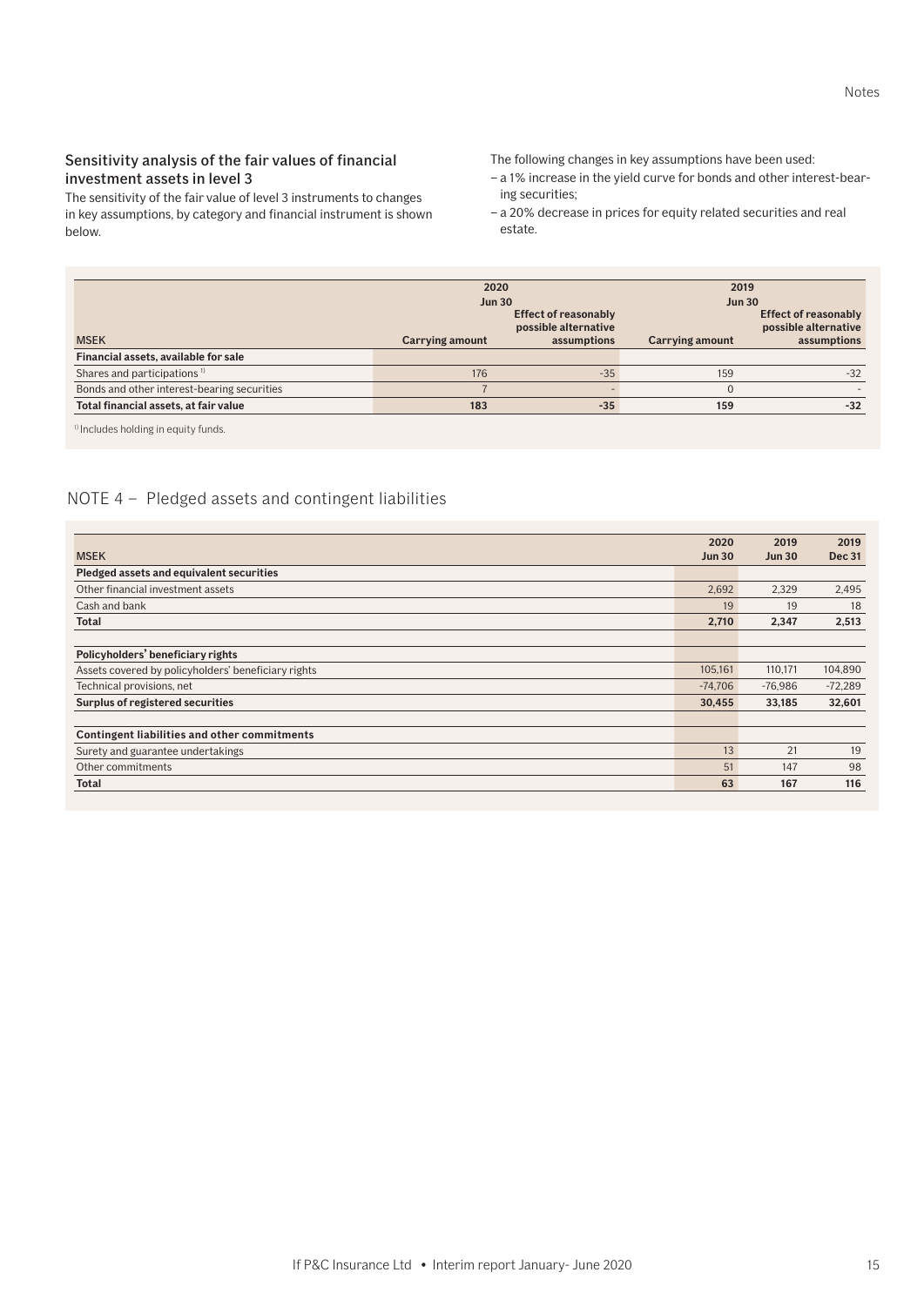### Sensitivity analysis of the fair values of financial investment assets in level 3

The sensitivity of the fair value of level 3 instruments to changes in key assumptions, by category and financial instrument is shown below.

The following changes in key assumptions have been used:

- a 1% increase in the yield curve for bonds and other interest-bearing securities;
- a 20% decrease in prices for equity related securities and real estate.

| MSEK | 2020 Jun 30 Carrying amount | 2020 Jun 30 Effect of reasonably possible alternative assumptions | 2019 Jun 30 Carrying amount | 2019 Jun 30 Effect of reasonably possible alternative assumptions |
|---|---|---|---|---|
| **Financial assets, available for sale** | | | | |
| Shares and participations [1] | 176 | -35 | 159 | -32 |
| Bonds and other interest-bearing securities | 7 | - | 0 | - |
| **Total financial assets, at fair value** | **183** | **-35** | **159** | **-32** |

[1] Includes holding in equity funds.

## NOTE 4 – Pledged assets and contingent liabilities

| MSEK | 2020 Jun 30 | 2019 Jun 30 | 2019 Dec 31 |
|---|---|---|---|
| **Pledged assets and equivalent securities** | | | |
| Other financial investment assets | 2,692 | 2,329 | 2,495 |
| Cash and bank | 19 | 19 | 18 |
| **Total** | **2,710** | **2,347** | **2,513** |
| | | | |
| **Policyholders' beneficiary rights** | | | |
| Assets covered by policyholders' beneficiary rights | 105,161 | 110,171 | 104,890 |
| Technical provisions, net | -74,706 | -76,986 | -72,289 |
| **Surplus of registered securities** | **30,455** | **33,185** | **32,601** |
| | | | |
| **Contingent liabilities and other commitments** | | | |
| Surety and guarantee undertakings | 13 | 21 | 19 |
| Other commitments | 51 | 147 | 98 |
| **Total** | **63** | **167** | **116** |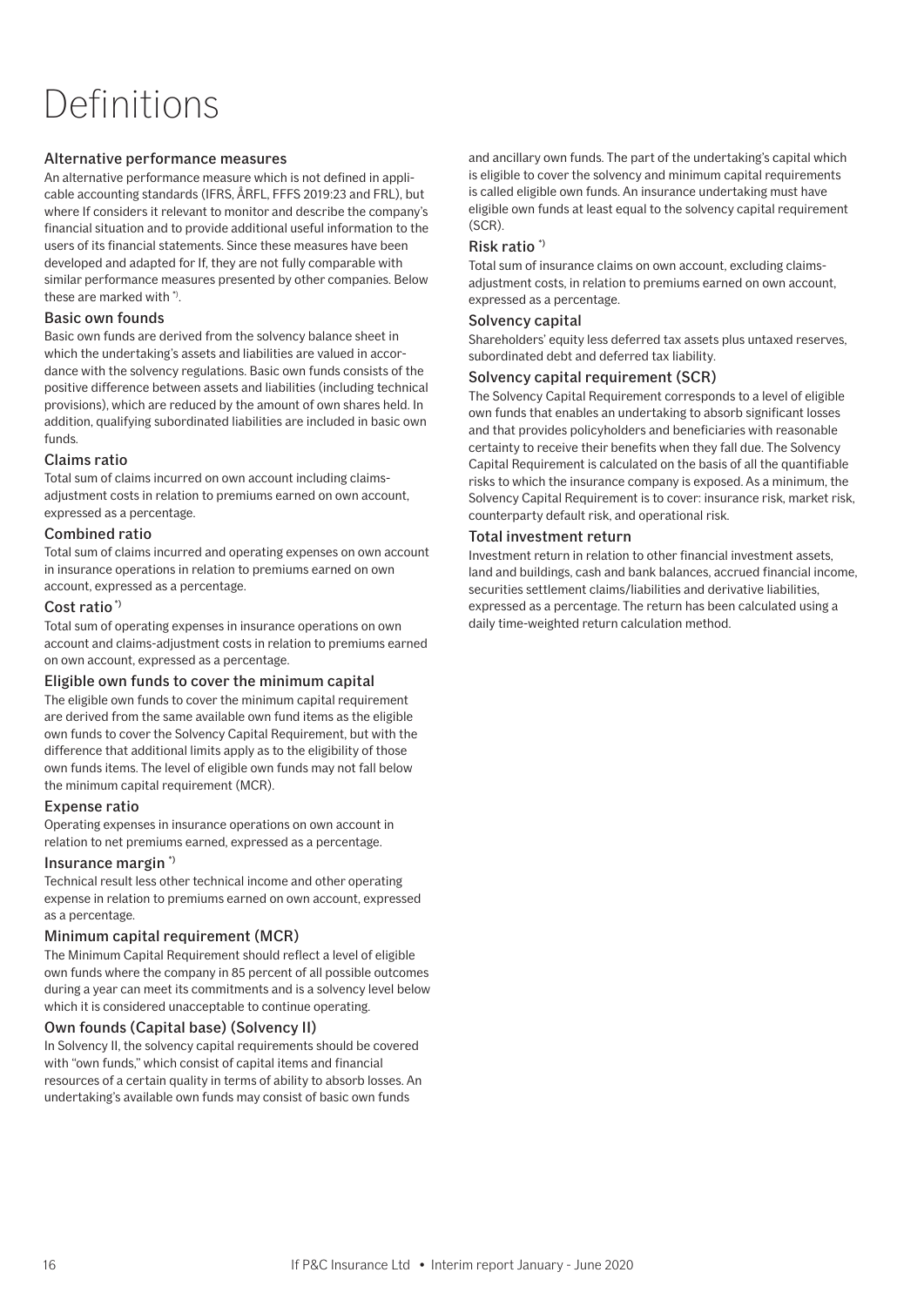# Definitions

### Alternative performance measures

An alternative performance measure which is not defined in applicable accounting standards (IFRS, ÅRFL, FFFS 2019:23 and FRL), but where If considers it relevant to monitor and describe the company's financial situation and to provide additional useful information to the users of its financial statements. Since these measures have been developed and adapted for If, they are not fully comparable with similar performance measures presented by other companies. Below these are marked with *).

### Basic own founds

Basic own funds are derived from the solvency balance sheet in which the undertaking's assets and liabilities are valued in accordance with the solvency regulations. Basic own funds consists of the positive difference between assets and liabilities (including technical provisions), which are reduced by the amount of own shares held. In addition, qualifying subordinated liabilities are included in basic own funds.

### Claims ratio

Total sum of claims incurred on own account including claims-adjustment costs in relation to premiums earned on own account, expressed as a percentage.

### Combined ratio

Total sum of claims incurred and operating expenses on own account in insurance operations in relation to premiums earned on own account, expressed as a percentage.

### Cost ratio *)

Total sum of operating expenses in insurance operations on own account and claims-adjustment costs in relation to premiums earned on own account, expressed as a percentage.

### Eligible own funds to cover the minimum capital

The eligible own funds to cover the minimum capital requirement are derived from the same available own fund items as the eligible own funds to cover the Solvency Capital Requirement, but with the difference that additional limits apply as to the eligibility of those own funds items. The level of eligible own funds may not fall below the minimum capital requirement (MCR).

### Expense ratio

Operating expenses in insurance operations on own account in relation to net premiums earned, expressed as a percentage.

### Insurance margin *)

Technical result less other technical income and other operating expense in relation to premiums earned on own account, expressed as a percentage.

### Minimum capital requirement (MCR)

The Minimum Capital Requirement should reflect a level of eligible own funds where the company in 85 percent of all possible outcomes during a year can meet its commitments and is a solvency level below which it is considered unacceptable to continue operating.

### Own founds (Capital base) (Solvency II)

In Solvency II, the solvency capital requirements should be covered with "own funds," which consist of capital items and financial resources of a certain quality in terms of ability to absorb losses. An undertaking's available own funds may consist of basic own funds and ancillary own funds. The part of the undertaking's capital which is eligible to cover the solvency and minimum capital requirements is called eligible own funds. An insurance undertaking must have eligible own funds at least equal to the solvency capital requirement (SCR).

### Risk ratio *)

Total sum of insurance claims on own account, excluding claims-adjustment costs, in relation to premiums earned on own account, expressed as a percentage.

### Solvency capital

Shareholders' equity less deferred tax assets plus untaxed reserves, subordinated debt and deferred tax liability.

### Solvency capital requirement (SCR)

The Solvency Capital Requirement corresponds to a level of eligible own funds that enables an undertaking to absorb significant losses and that provides policyholders and beneficiaries with reasonable certainty to receive their benefits when they fall due. The Solvency Capital Requirement is calculated on the basis of all the quantifiable risks to which the insurance company is exposed. As a minimum, the Solvency Capital Requirement is to cover: insurance risk, market risk, counterparty default risk, and operational risk.

### Total investment return

Investment return in relation to other financial investment assets, land and buildings, cash and bank balances, accrued financial income, securities settlement claims/liabilities and derivative liabilities, expressed as a percentage. The return has been calculated using a daily time-weighted return calculation method.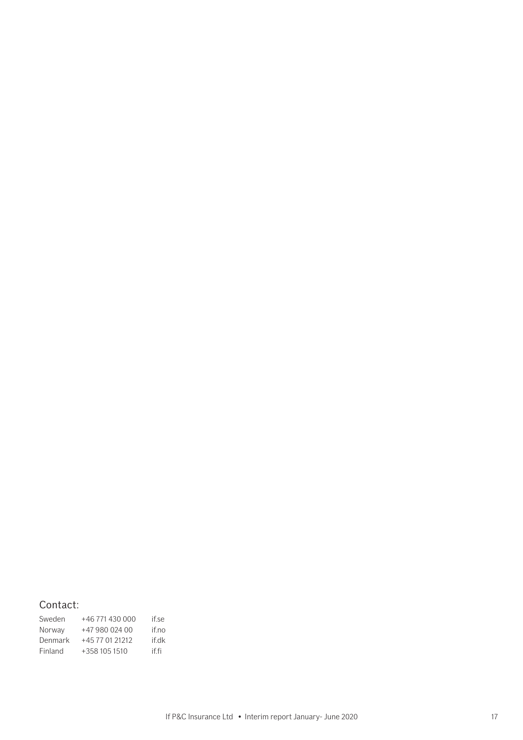## Contact:

| | | |
|---|---|---|
| Sweden | +46 771 430 000 | if.se |
| Norway | +47 980 024 00 | if.no |
| Denmark | +45 77 01 21212 | if.dk |
| Finland | +358 105 1510 | if.fi |